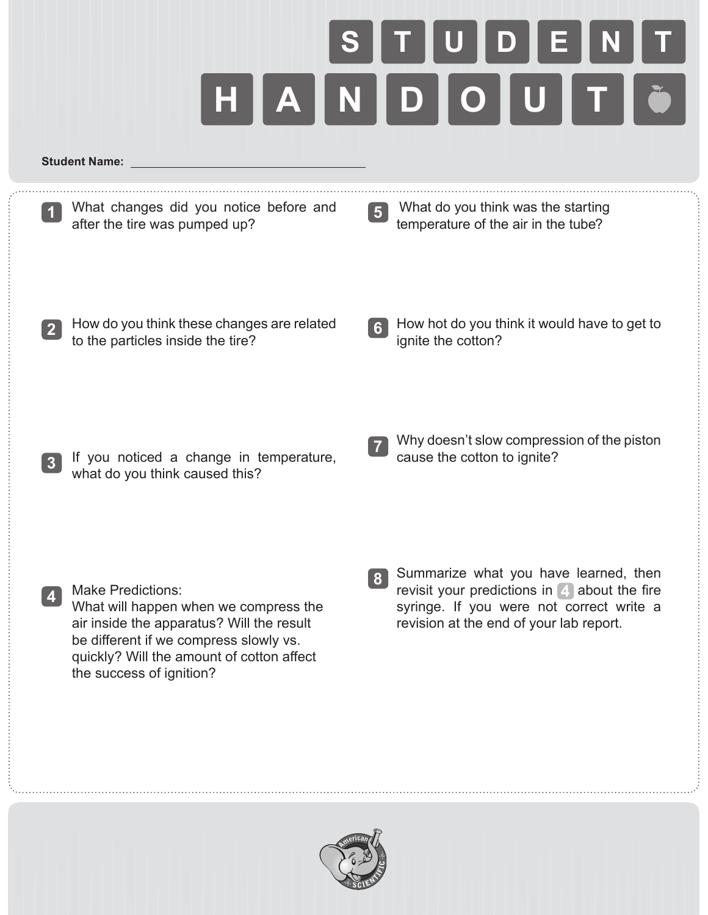# STUDENT HANDOUT

**Student Name:** ______________________________

1. What changes did you notice before and after the tire was pumped up?

2. How do you think these changes are related to the particles inside the tire?

3. If you noticed a change in temperature, what do you think caused this?

4. Make Predictions:
   What will happen when we compress the air inside the apparatus? Will the result be different if we compress slowly vs. quickly? Will the amount of cotton affect the success of ignition?

5. What do you think was the starting temperature of the air in the tube?

6. How hot do you think it would have to get to ignite the cotton?

7. Why doesn't slow compression of the piston cause the cotton to ignite?

8. Summarize what you have learned, then revisit your predictions in 4 about the fire syringe. If you were not correct write a revision at the end of your lab report.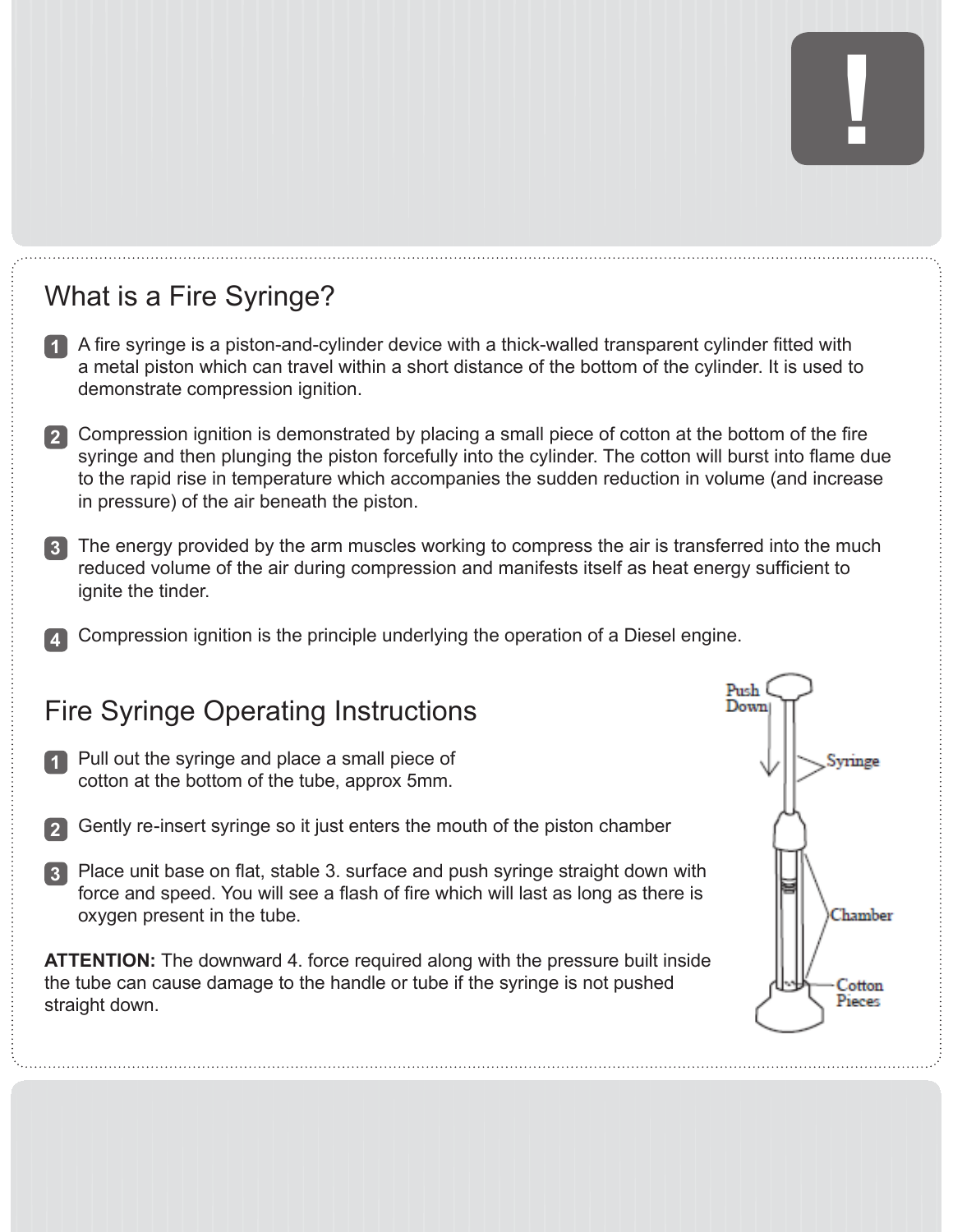## What is a Fire Syringe?

1. A fire syringe is a piston-and-cylinder device with a thick-walled transparent cylinder fitted with a metal piston which can travel within a short distance of the bottom of the cylinder. It is used to demonstrate compression ignition.

2. Compression ignition is demonstrated by placing a small piece of cotton at the bottom of the fire syringe and then plunging the piston forcefully into the cylinder. The cotton will burst into flame due to the rapid rise in temperature which accompanies the sudden reduction in volume (and increase in pressure) of the air beneath the piston.

3. The energy provided by the arm muscles working to compress the air is transferred into the much reduced volume of the air during compression and manifests itself as heat energy sufficient to ignite the tinder.

4. Compression ignition is the principle underlying the operation of a Diesel engine.

## Fire Syringe Operating Instructions

1. Pull out the syringe and place a small piece of cotton at the bottom of the tube, approx 5mm.

2. Gently re-insert syringe so it just enters the mouth of the piston chamber

3. Place unit base on flat, stable 3. surface and push syringe straight down with force and speed. You will see a flash of fire which will last as long as there is oxygen present in the tube.

**ATTENTION:** The downward 4. force required along with the pressure built inside the tube can cause damage to the handle or tube if the syringe is not pushed straight down.

Push Down

Syringe

Chamber

Cotton Pieces